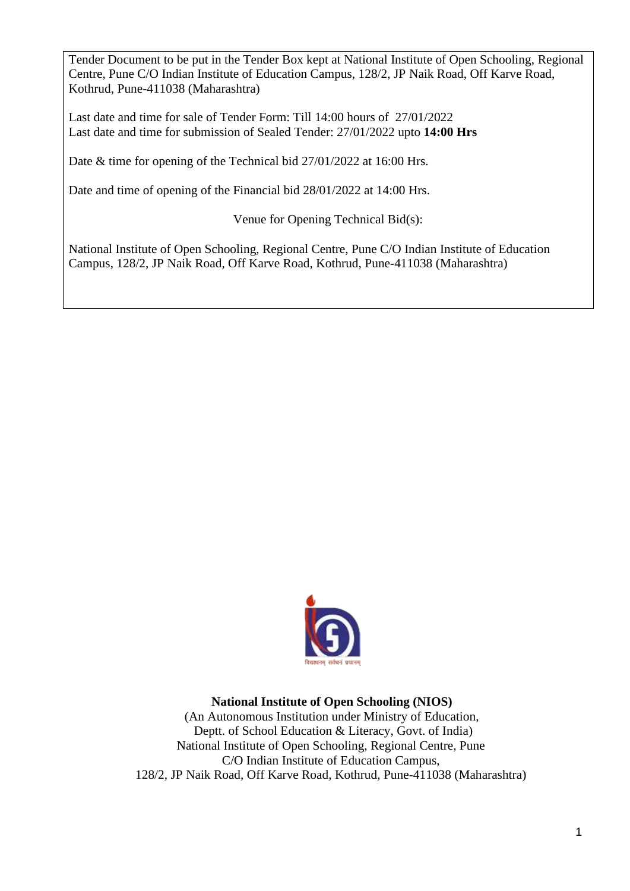Tender Document to be put in the Tender Box kept at National Institute of Open Schooling, Regional Centre, Pune C/O Indian Institute of Education Campus, 128/2, JP Naik Road, Off Karve Road, Kothrud, Pune-411038 (Maharashtra)

Last date and time for sale of Tender Form: Till 14:00 hours of 27/01/2022
Last date and time for submission of Sealed Tender: 27/01/2022 upto **14:00 Hrs**

Date & time for opening of the Technical bid 27/01/2022 at 16:00 Hrs.

Date and time of opening of the Financial bid 28/01/2022 at 14:00 Hrs.

Venue for Opening Technical Bid(s):

National Institute of Open Schooling, Regional Centre, Pune C/O Indian Institute of Education Campus, 128/2, JP Naik Road, Off Karve Road, Kothrud, Pune-411038 (Maharashtra)

विद्याधनम् सर्वधनं प्रधानम्

**National Institute of Open Schooling (NIOS)**

(An Autonomous Institution under Ministry of Education,
Deptt. of School Education & Literacy, Govt. of India)
National Institute of Open Schooling, Regional Centre, Pune
C/O Indian Institute of Education Campus,
128/2, JP Naik Road, Off Karve Road, Kothrud, Pune-411038 (Maharashtra)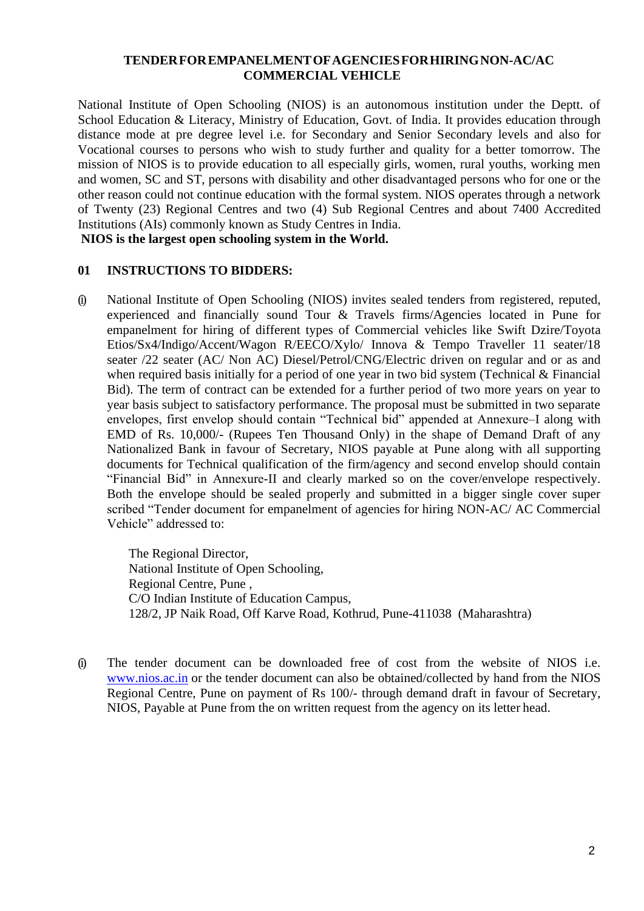**TENDER FOR EMPANELMENT OF AGENCIES FOR HIRING NON-AC/AC COMMERCIAL VEHICLE**

National Institute of Open Schooling (NIOS) is an autonomous institution under the Deptt. of School Education & Literacy, Ministry of Education, Govt. of India. It provides education through distance mode at pre degree level i.e. for Secondary and Senior Secondary levels and also for Vocational courses to persons who wish to study further and quality for a better tomorrow. The mission of NIOS is to provide education to all especially girls, women, rural youths, working men and women, SC and ST, persons with disability and other disadvantaged persons who for one or the other reason could not continue education with the formal system. NIOS operates through a network of Twenty (23) Regional Centres and two (4) Sub Regional Centres and about 7400 Accredited Institutions (AIs) commonly known as Study Centres in India.

**NIOS is the largest open schooling system in the World.**

**01 INSTRUCTIONS TO BIDDERS:**

(i) National Institute of Open Schooling (NIOS) invites sealed tenders from registered, reputed, experienced and financially sound Tour & Travels firms/Agencies located in Pune for empanelment for hiring of different types of Commercial vehicles like Swift Dzire/Toyota Etios/Sx4/Indigo/Accent/Wagon R/EECO/Xylo/ Innova & Tempo Traveller 11 seater/18 seater /22 seater (AC/ Non AC) Diesel/Petrol/CNG/Electric driven on regular and or as and when required basis initially for a period of one year in two bid system (Technical & Financial Bid). The term of contract can be extended for a further period of two more years on year to year basis subject to satisfactory performance. The proposal must be submitted in two separate envelopes, first envelop should contain "Technical bid" appended at Annexure–I along with EMD of Rs. 10,000/- (Rupees Ten Thousand Only) in the shape of Demand Draft of any Nationalized Bank in favour of Secretary, NIOS payable at Pune along with all supporting documents for Technical qualification of the firm/agency and second envelop should contain "Financial Bid" in Annexure-II and clearly marked so on the cover/envelope respectively. Both the envelope should be sealed properly and submitted in a bigger single cover super scribed "Tender document for empanelment of agencies for hiring NON-AC/ AC Commercial Vehicle" addressed to:

The Regional Director,  
National Institute of Open Schooling,  
Regional Centre, Pune ,  
C/O Indian Institute of Education Campus,  
128/2, JP Naik Road, Off Karve Road, Kothrud, Pune-411038 (Maharashtra)

(i) The tender document can be downloaded free of cost from the website of NIOS i.e. www.nios.ac.in or the tender document can also be obtained/collected by hand from the NIOS Regional Centre, Pune on payment of Rs 100/- through demand draft in favour of Secretary, NIOS, Payable at Pune from the on written request from the agency on its letter head.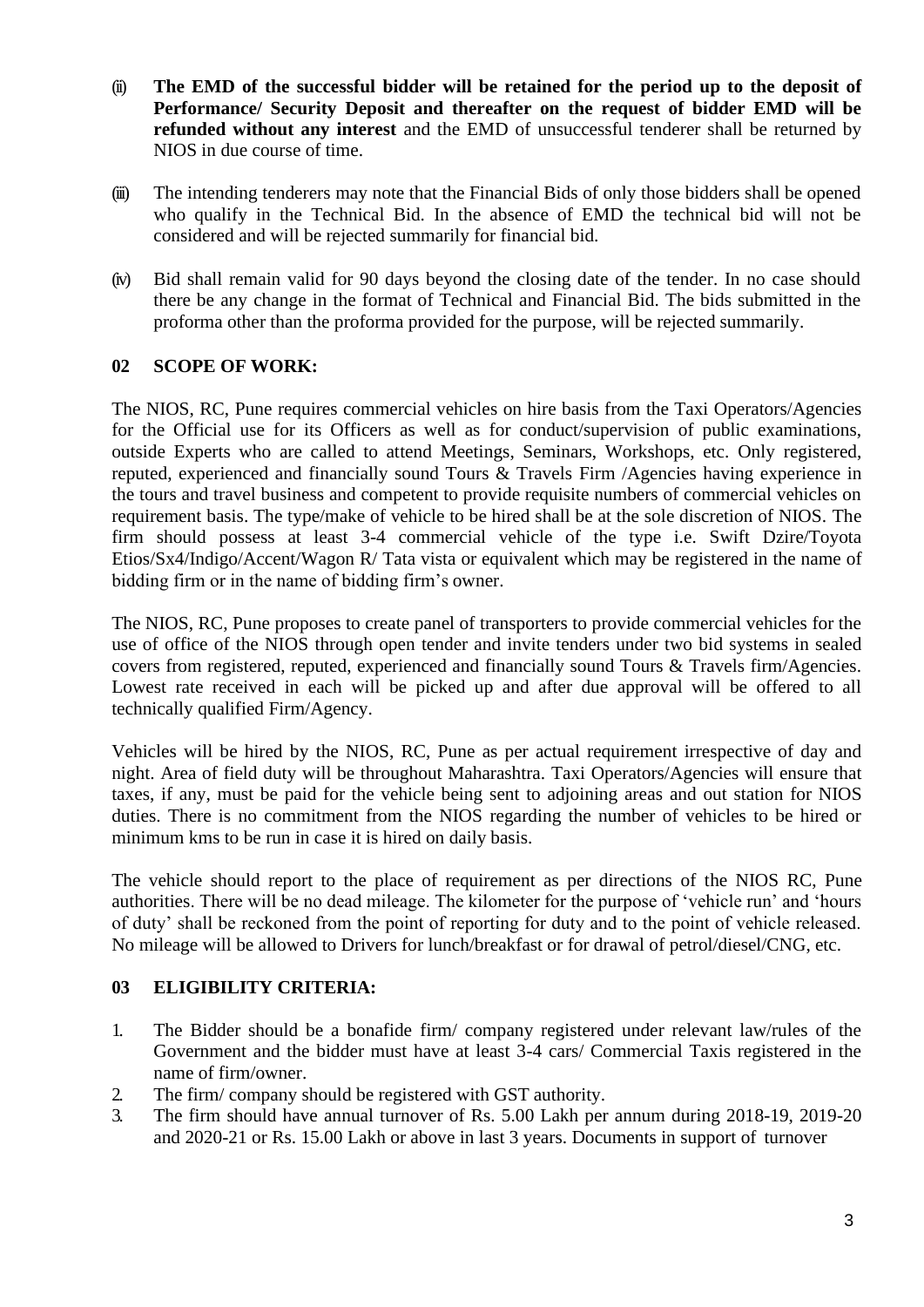(ii) **The EMD of the successful bidder will be retained for the period up to the deposit of Performance/ Security Deposit and thereafter on the request of bidder EMD will be refunded without any interest** and the EMD of unsuccessful tenderer shall be returned by NIOS in due course of time.

(iii) The intending tenderers may note that the Financial Bids of only those bidders shall be opened who qualify in the Technical Bid. In the absence of EMD the technical bid will not be considered and will be rejected summarily for financial bid.

(iv) Bid shall remain valid for 90 days beyond the closing date of the tender. In no case should there be any change in the format of Technical and Financial Bid. The bids submitted in the proforma other than the proforma provided for the purpose, will be rejected summarily.

## 02 SCOPE OF WORK:

The NIOS, RC, Pune requires commercial vehicles on hire basis from the Taxi Operators/Agencies for the Official use for its Officers as well as for conduct/supervision of public examinations, outside Experts who are called to attend Meetings, Seminars, Workshops, etc. Only registered, reputed, experienced and financially sound Tours & Travels Firm /Agencies having experience in the tours and travel business and competent to provide requisite numbers of commercial vehicles on requirement basis. The type/make of vehicle to be hired shall be at the sole discretion of NIOS. The firm should possess at least 3-4 commercial vehicle of the type i.e. Swift Dzire/Toyota Etios/Sx4/Indigo/Accent/Wagon R/ Tata vista or equivalent which may be registered in the name of bidding firm or in the name of bidding firm's owner.

The NIOS, RC, Pune proposes to create panel of transporters to provide commercial vehicles for the use of office of the NIOS through open tender and invite tenders under two bid systems in sealed covers from registered, reputed, experienced and financially sound Tours & Travels firm/Agencies. Lowest rate received in each will be picked up and after due approval will be offered to all technically qualified Firm/Agency.

Vehicles will be hired by the NIOS, RC, Pune as per actual requirement irrespective of day and night. Area of field duty will be throughout Maharashtra. Taxi Operators/Agencies will ensure that taxes, if any, must be paid for the vehicle being sent to adjoining areas and out station for NIOS duties. There is no commitment from the NIOS regarding the number of vehicles to be hired or minimum kms to be run in case it is hired on daily basis.

The vehicle should report to the place of requirement as per directions of the NIOS RC, Pune authorities. There will be no dead mileage. The kilometer for the purpose of 'vehicle run' and 'hours of duty' shall be reckoned from the point of reporting for duty and to the point of vehicle released. No mileage will be allowed to Drivers for lunch/breakfast or for drawal of petrol/diesel/CNG, etc.

## 03 ELIGIBILITY CRITERIA:

1. The Bidder should be a bonafide firm/ company registered under relevant law/rules of the Government and the bidder must have at least 3-4 cars/ Commercial Taxis registered in the name of firm/owner.
2. The firm/ company should be registered with GST authority.
3. The firm should have annual turnover of Rs. 5.00 Lakh per annum during 2018-19, 2019-20 and 2020-21 or Rs. 15.00 Lakh or above in last 3 years. Documents in support of turnover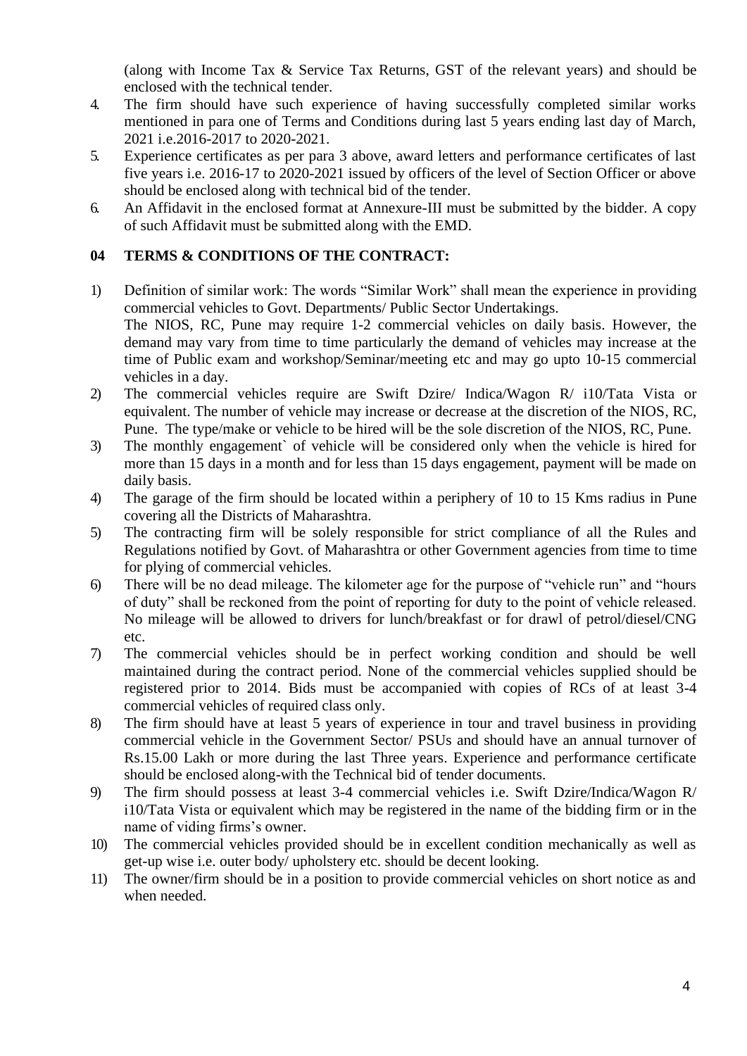(along with Income Tax & Service Tax Returns, GST of the relevant years) and should be enclosed with the technical tender.

4. The firm should have such experience of having successfully completed similar works mentioned in para one of Terms and Conditions during last 5 years ending last day of March, 2021 i.e.2016-2017 to 2020-2021.
5. Experience certificates as per para 3 above, award letters and performance certificates of last five years i.e. 2016-17 to 2020-2021 issued by officers of the level of Section Officer or above should be enclosed along with technical bid of the tender.
6. An Affidavit in the enclosed format at Annexure-III must be submitted by the bidder. A copy of such Affidavit must be submitted along with the EMD.

## 04 TERMS & CONDITIONS OF THE CONTRACT:

1) Definition of similar work: The words "Similar Work" shall mean the experience in providing commercial vehicles to Govt. Departments/ Public Sector Undertakings.
   The NIOS, RC, Pune may require 1-2 commercial vehicles on daily basis. However, the demand may vary from time to time particularly the demand of vehicles may increase at the time of Public exam and workshop/Seminar/meeting etc and may go upto 10-15 commercial vehicles in a day.
2) The commercial vehicles require are Swift Dzire/ Indica/Wagon R/ i10/Tata Vista or equivalent. The number of vehicle may increase or decrease at the discretion of the NIOS, RC, Pune. The type/make or vehicle to be hired will be the sole discretion of the NIOS, RC, Pune.
3) The monthly engagement` of vehicle will be considered only when the vehicle is hired for more than 15 days in a month and for less than 15 days engagement, payment will be made on daily basis.
4) The garage of the firm should be located within a periphery of 10 to 15 Kms radius in Pune covering all the Districts of Maharashtra.
5) The contracting firm will be solely responsible for strict compliance of all the Rules and Regulations notified by Govt. of Maharashtra or other Government agencies from time to time for plying of commercial vehicles.
6) There will be no dead mileage. The kilometer age for the purpose of "vehicle run" and "hours of duty" shall be reckoned from the point of reporting for duty to the point of vehicle released. No mileage will be allowed to drivers for lunch/breakfast or for drawl of petrol/diesel/CNG etc.
7) The commercial vehicles should be in perfect working condition and should be well maintained during the contract period. None of the commercial vehicles supplied should be registered prior to 2014. Bids must be accompanied with copies of RCs of at least 3-4 commercial vehicles of required class only.
8) The firm should have at least 5 years of experience in tour and travel business in providing commercial vehicle in the Government Sector/ PSUs and should have an annual turnover of Rs.15.00 Lakh or more during the last Three years. Experience and performance certificate should be enclosed along-with the Technical bid of tender documents.
9) The firm should possess at least 3-4 commercial vehicles i.e. Swift Dzire/Indica/Wagon R/ i10/Tata Vista or equivalent which may be registered in the name of the bidding firm or in the name of viding firms's owner.
10) The commercial vehicles provided should be in excellent condition mechanically as well as get-up wise i.e. outer body/ upholstery etc. should be decent looking.
11) The owner/firm should be in a position to provide commercial vehicles on short notice as and when needed.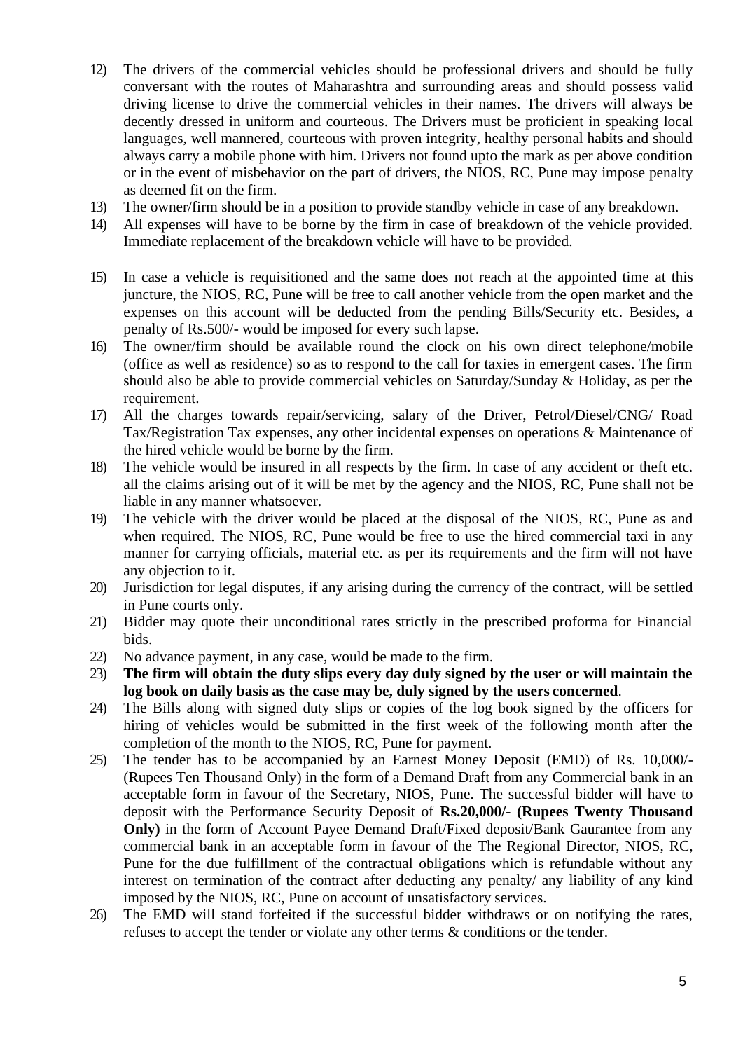12) The drivers of the commercial vehicles should be professional drivers and should be fully conversant with the routes of Maharashtra and surrounding areas and should possess valid driving license to drive the commercial vehicles in their names. The drivers will always be decently dressed in uniform and courteous. The Drivers must be proficient in speaking local languages, well mannered, courteous with proven integrity, healthy personal habits and should always carry a mobile phone with him. Drivers not found upto the mark as per above condition or in the event of misbehavior on the part of drivers, the NIOS, RC, Pune may impose penalty as deemed fit on the firm.
13) The owner/firm should be in a position to provide standby vehicle in case of any breakdown.
14) All expenses will have to be borne by the firm in case of breakdown of the vehicle provided. Immediate replacement of the breakdown vehicle will have to be provided.
15) In case a vehicle is requisitioned and the same does not reach at the appointed time at this juncture, the NIOS, RC, Pune will be free to call another vehicle from the open market and the expenses on this account will be deducted from the pending Bills/Security etc. Besides, a penalty of Rs.500/- would be imposed for every such lapse.
16) The owner/firm should be available round the clock on his own direct telephone/mobile (office as well as residence) so as to respond to the call for taxies in emergent cases. The firm should also be able to provide commercial vehicles on Saturday/Sunday & Holiday, as per the requirement.
17) All the charges towards repair/servicing, salary of the Driver, Petrol/Diesel/CNG/ Road Tax/Registration Tax expenses, any other incidental expenses on operations & Maintenance of the hired vehicle would be borne by the firm.
18) The vehicle would be insured in all respects by the firm. In case of any accident or theft etc. all the claims arising out of it will be met by the agency and the NIOS, RC, Pune shall not be liable in any manner whatsoever.
19) The vehicle with the driver would be placed at the disposal of the NIOS, RC, Pune as and when required. The NIOS, RC, Pune would be free to use the hired commercial taxi in any manner for carrying officials, material etc. as per its requirements and the firm will not have any objection to it.
20) Jurisdiction for legal disputes, if any arising during the currency of the contract, will be settled in Pune courts only.
21) Bidder may quote their unconditional rates strictly in the prescribed proforma for Financial bids.
22) No advance payment, in any case, would be made to the firm.
23) **The firm will obtain the duty slips every day duly signed by the user or will maintain the log book on daily basis as the case may be, duly signed by the users concerned**.
24) The Bills along with signed duty slips or copies of the log book signed by the officers for hiring of vehicles would be submitted in the first week of the following month after the completion of the month to the NIOS, RC, Pune for payment.
25) The tender has to be accompanied by an Earnest Money Deposit (EMD) of Rs. 10,000/- (Rupees Ten Thousand Only) in the form of a Demand Draft from any Commercial bank in an acceptable form in favour of the Secretary, NIOS, Pune. The successful bidder will have to deposit with the Performance Security Deposit of **Rs.20,000/- (Rupees Twenty Thousand Only)** in the form of Account Payee Demand Draft/Fixed deposit/Bank Gaurantee from any commercial bank in an acceptable form in favour of the The Regional Director, NIOS, RC, Pune for the due fulfillment of the contractual obligations which is refundable without any interest on termination of the contract after deducting any penalty/ any liability of any kind imposed by the NIOS, RC, Pune on account of unsatisfactory services.
26) The EMD will stand forfeited if the successful bidder withdraws or on notifying the rates, refuses to accept the tender or violate any other terms & conditions or the tender.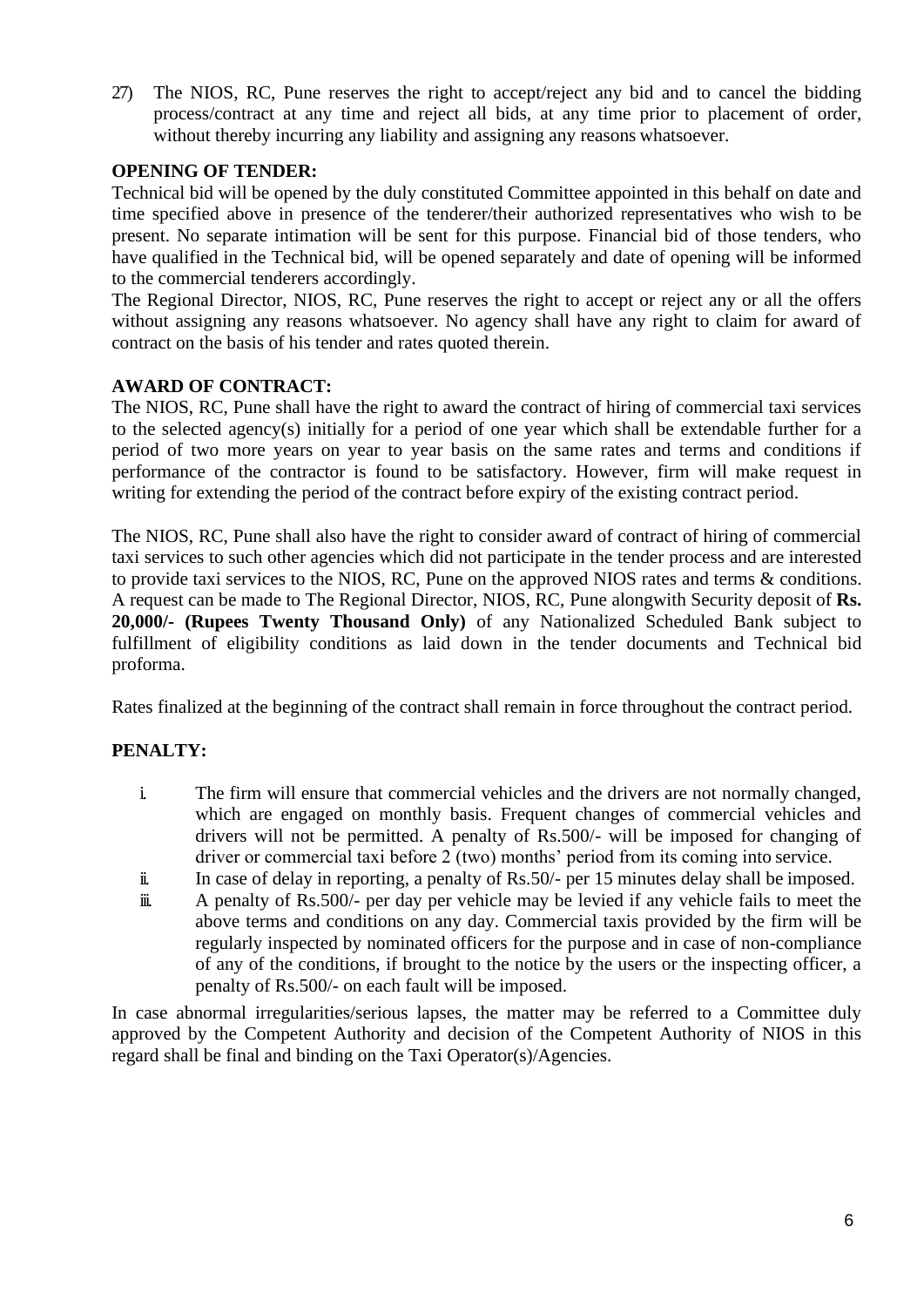27) The NIOS, RC, Pune reserves the right to accept/reject any bid and to cancel the bidding process/contract at any time and reject all bids, at any time prior to placement of order, without thereby incurring any liability and assigning any reasons whatsoever.

**OPENING OF TENDER:**

Technical bid will be opened by the duly constituted Committee appointed in this behalf on date and time specified above in presence of the tenderer/their authorized representatives who wish to be present. No separate intimation will be sent for this purpose. Financial bid of those tenders, who have qualified in the Technical bid, will be opened separately and date of opening will be informed to the commercial tenderers accordingly.

The Regional Director, NIOS, RC, Pune reserves the right to accept or reject any or all the offers without assigning any reasons whatsoever. No agency shall have any right to claim for award of contract on the basis of his tender and rates quoted therein.

**AWARD OF CONTRACT:**

The NIOS, RC, Pune shall have the right to award the contract of hiring of commercial taxi services to the selected agency(s) initially for a period of one year which shall be extendable further for a period of two more years on year to year basis on the same rates and terms and conditions if performance of the contractor is found to be satisfactory. However, firm will make request in writing for extending the period of the contract before expiry of the existing contract period.

The NIOS, RC, Pune shall also have the right to consider award of contract of hiring of commercial taxi services to such other agencies which did not participate in the tender process and are interested to provide taxi services to the NIOS, RC, Pune on the approved NIOS rates and terms & conditions. A request can be made to The Regional Director, NIOS, RC, Pune alongwith Security deposit of **Rs. 20,000/- (Rupees Twenty Thousand Only)** of any Nationalized Scheduled Bank subject to fulfillment of eligibility conditions as laid down in the tender documents and Technical bid proforma.

Rates finalized at the beginning of the contract shall remain in force throughout the contract period.

**PENALTY:**

i. The firm will ensure that commercial vehicles and the drivers are not normally changed, which are engaged on monthly basis. Frequent changes of commercial vehicles and drivers will not be permitted. A penalty of Rs.500/- will be imposed for changing of driver or commercial taxi before 2 (two) months' period from its coming into service.
ii. In case of delay in reporting, a penalty of Rs.50/- per 15 minutes delay shall be imposed.
iii. A penalty of Rs.500/- per day per vehicle may be levied if any vehicle fails to meet the above terms and conditions on any day. Commercial taxis provided by the firm will be regularly inspected by nominated officers for the purpose and in case of non-compliance of any of the conditions, if brought to the notice by the users or the inspecting officer, a penalty of Rs.500/- on each fault will be imposed.

In case abnormal irregularities/serious lapses, the matter may be referred to a Committee duly approved by the Competent Authority and decision of the Competent Authority of NIOS in this regard shall be final and binding on the Taxi Operator(s)/Agencies.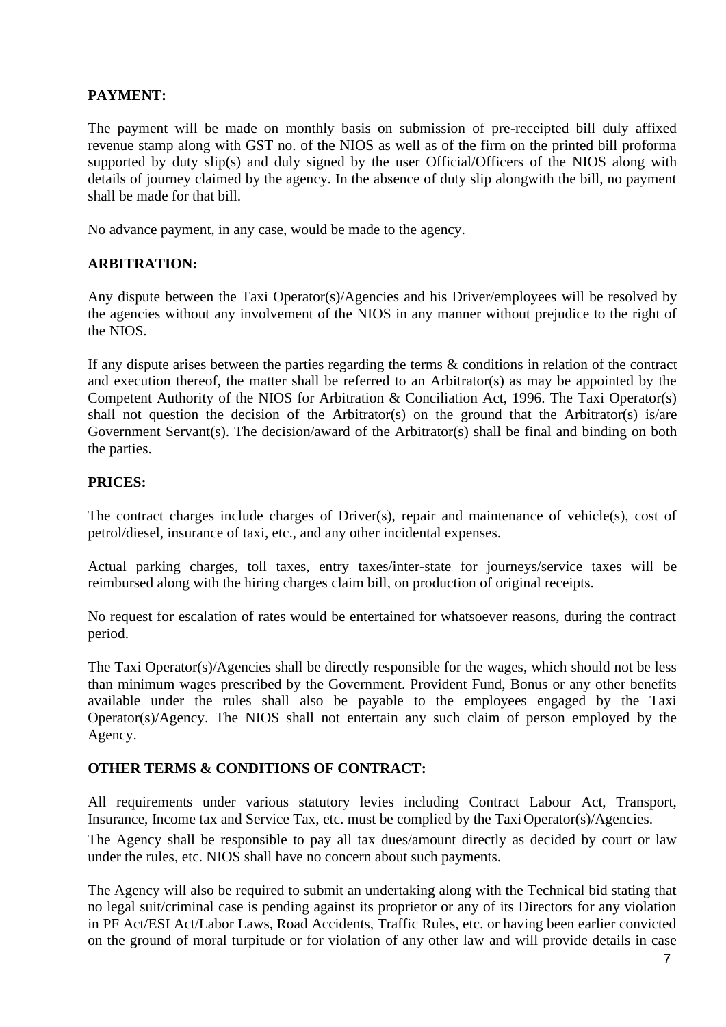**PAYMENT:**

The payment will be made on monthly basis on submission of pre-receipted bill duly affixed revenue stamp along with GST no. of the NIOS as well as of the firm on the printed bill proforma supported by duty slip(s) and duly signed by the user Official/Officers of the NIOS along with details of journey claimed by the agency. In the absence of duty slip alongwith the bill, no payment shall be made for that bill.

No advance payment, in any case, would be made to the agency.

**ARBITRATION:**

Any dispute between the Taxi Operator(s)/Agencies and his Driver/employees will be resolved by the agencies without any involvement of the NIOS in any manner without prejudice to the right of the NIOS.

If any dispute arises between the parties regarding the terms & conditions in relation of the contract and execution thereof, the matter shall be referred to an Arbitrator(s) as may be appointed by the Competent Authority of the NIOS for Arbitration & Conciliation Act, 1996. The Taxi Operator(s) shall not question the decision of the Arbitrator(s) on the ground that the Arbitrator(s) is/are Government Servant(s). The decision/award of the Arbitrator(s) shall be final and binding on both the parties.

**PRICES:**

The contract charges include charges of Driver(s), repair and maintenance of vehicle(s), cost of petrol/diesel, insurance of taxi, etc., and any other incidental expenses.

Actual parking charges, toll taxes, entry taxes/inter-state for journeys/service taxes will be reimbursed along with the hiring charges claim bill, on production of original receipts.

No request for escalation of rates would be entertained for whatsoever reasons, during the contract period.

The Taxi Operator(s)/Agencies shall be directly responsible for the wages, which should not be less than minimum wages prescribed by the Government. Provident Fund, Bonus or any other benefits available under the rules shall also be payable to the employees engaged by the Taxi Operator(s)/Agency. The NIOS shall not entertain any such claim of person employed by the Agency.

**OTHER TERMS & CONDITIONS OF CONTRACT:**

All requirements under various statutory levies including Contract Labour Act, Transport, Insurance, Income tax and Service Tax, etc. must be complied by the Taxi Operator(s)/Agencies.

The Agency shall be responsible to pay all tax dues/amount directly as decided by court or law under the rules, etc. NIOS shall have no concern about such payments.

The Agency will also be required to submit an undertaking along with the Technical bid stating that no legal suit/criminal case is pending against its proprietor or any of its Directors for any violation in PF Act/ESI Act/Labor Laws, Road Accidents, Traffic Rules, etc. or having been earlier convicted on the ground of moral turpitude or for violation of any other law and will provide details in case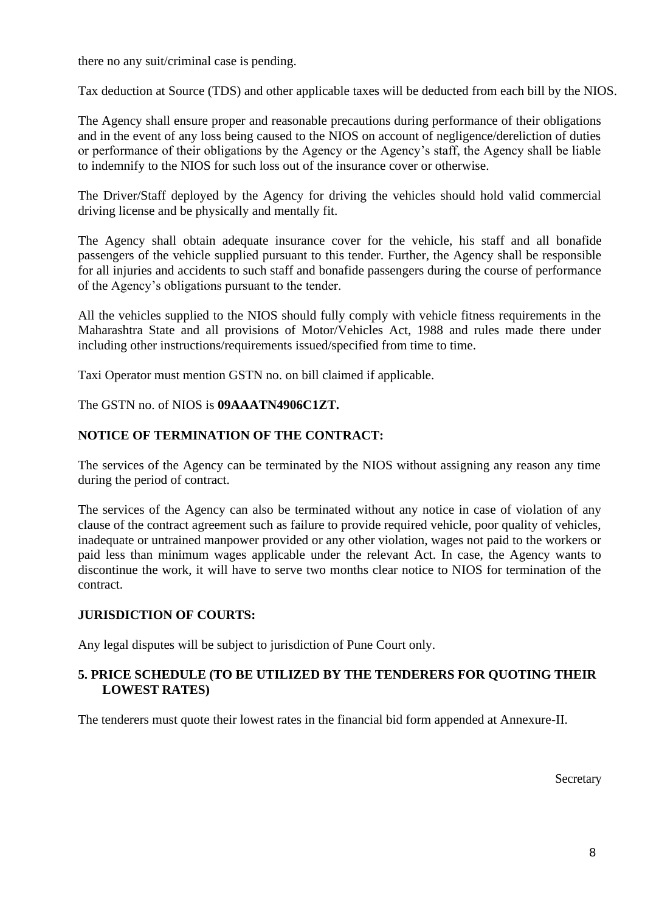there no any suit/criminal case is pending.

Tax deduction at Source (TDS) and other applicable taxes will be deducted from each bill by the NIOS.

The Agency shall ensure proper and reasonable precautions during performance of their obligations and in the event of any loss being caused to the NIOS on account of negligence/dereliction of duties or performance of their obligations by the Agency or the Agency's staff, the Agency shall be liable to indemnify to the NIOS for such loss out of the insurance cover or otherwise.

The Driver/Staff deployed by the Agency for driving the vehicles should hold valid commercial driving license and be physically and mentally fit.

The Agency shall obtain adequate insurance cover for the vehicle, his staff and all bonafide passengers of the vehicle supplied pursuant to this tender. Further, the Agency shall be responsible for all injuries and accidents to such staff and bonafide passengers during the course of performance of the Agency's obligations pursuant to the tender.

All the vehicles supplied to the NIOS should fully comply with vehicle fitness requirements in the Maharashtra State and all provisions of Motor/Vehicles Act, 1988 and rules made there under including other instructions/requirements issued/specified from time to time.

Taxi Operator must mention GSTN no. on bill claimed if applicable.

The GSTN no. of NIOS is **09AAATN4906C1ZT.**

**NOTICE OF TERMINATION OF THE CONTRACT:**

The services of the Agency can be terminated by the NIOS without assigning any reason any time during the period of contract.

The services of the Agency can also be terminated without any notice in case of violation of any clause of the contract agreement such as failure to provide required vehicle, poor quality of vehicles, inadequate or untrained manpower provided or any other violation, wages not paid to the workers or paid less than minimum wages applicable under the relevant Act. In case, the Agency wants to discontinue the work, it will have to serve two months clear notice to NIOS for termination of the contract.

**JURISDICTION OF COURTS:**

Any legal disputes will be subject to jurisdiction of Pune Court only.

**5. PRICE SCHEDULE (TO BE UTILIZED BY THE TENDERERS FOR QUOTING THEIR LOWEST RATES)**

The tenderers must quote their lowest rates in the financial bid form appended at Annexure-II.

Secretary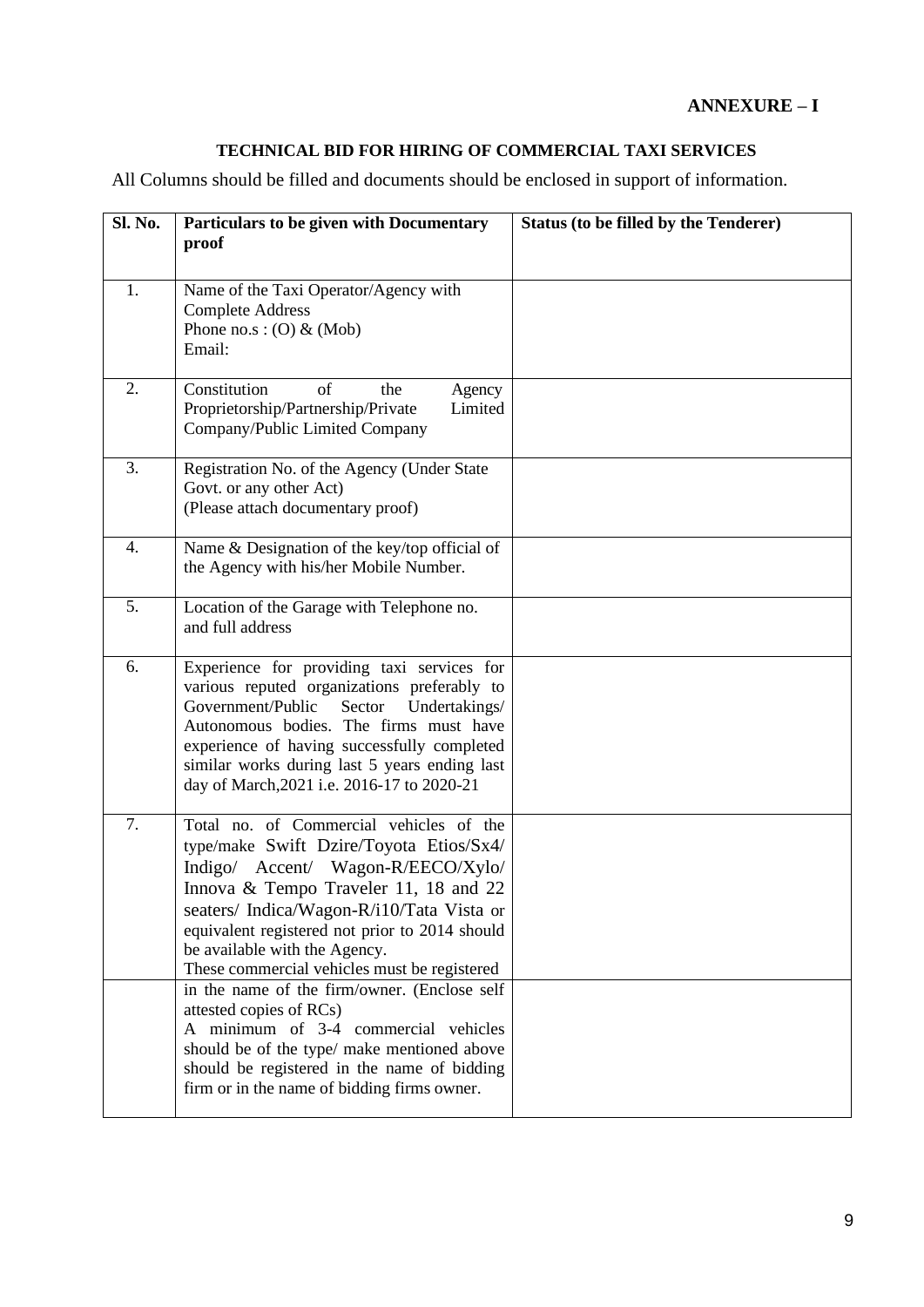**ANNEXURE – I**

**TECHNICAL BID FOR HIRING OF COMMERCIAL TAXI SERVICES**

All Columns should be filled and documents should be enclosed in support of information.

| Sl. No. | Particulars to be given with Documentary proof | Status (to be filled by the Tenderer) |
|---|---|---|
| 1. | Name of the Taxi Operator/Agency with Complete Address<br>Phone no.s : (O) & (Mob)<br>Email: | |
| 2. | Constitution of the Agency Proprietorship/Partnership/Private Limited Company/Public Limited Company | |
| 3. | Registration No. of the Agency (Under State Govt. or any other Act)<br>(Please attach documentary proof) | |
| 4. | Name & Designation of the key/top official of the Agency with his/her Mobile Number. | |
| 5. | Location of the Garage with Telephone no. and full address | |
| 6. | Experience for providing taxi services for various reputed organizations preferably to Government/Public Sector Undertakings/ Autonomous bodies. The firms must have experience of having successfully completed similar works during last 5 years ending last day of March,2021 i.e. 2016-17 to 2020-21 | |
| 7. | Total no. of Commercial vehicles of the type/make Swift Dzire/Toyota Etios/Sx4/ Indigo/ Accent/ Wagon-R/EECO/Xylo/ Innova & Tempo Traveler 11, 18 and 22 seaters/ Indica/Wagon-R/i10/Tata Vista or equivalent registered not prior to 2014 should be available with the Agency.<br>These commercial vehicles must be registered | |
| | in the name of the firm/owner. (Enclose self attested copies of RCs)<br>A minimum of 3-4 commercial vehicles should be of the type/ make mentioned above should be registered in the name of bidding firm or in the name of bidding firms owner. | |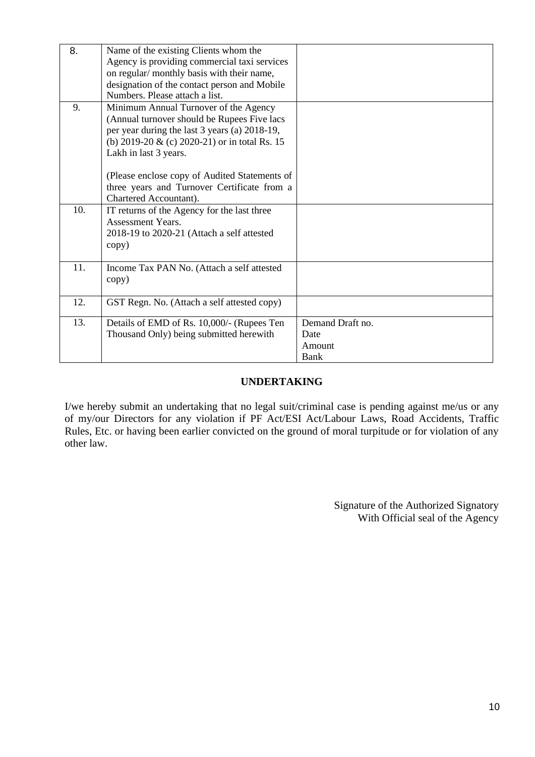| | | |
|---|---|---|
| 8. | Name of the existing Clients whom the Agency is providing commercial taxi services on regular/ monthly basis with their name, designation of the contact person and Mobile Numbers. Please attach a list. | |
| 9. | Minimum Annual Turnover of the Agency (Annual turnover should be Rupees Five lacs per year during the last 3 years (a) 2018-19, (b) 2019-20 & (c) 2020-21) or in total Rs. 15 Lakh in last 3 years.<br><br>(Please enclose copy of Audited Statements of three years and Turnover Certificate from a Chartered Accountant). | |
| 10. | IT returns of the Agency for the last three Assessment Years.<br>2018-19 to 2020-21 (Attach a self attested copy) | |
| 11. | Income Tax PAN No. (Attach a self attested copy) | |
| 12. | GST Regn. No. (Attach a self attested copy) | |
| 13. | Details of EMD of Rs. 10,000/- (Rupees Ten Thousand Only) being submitted herewith | Demand Draft no.<br>Date<br>Amount<br>Bank |

## UNDERTAKING

I/we hereby submit an undertaking that no legal suit/criminal case is pending against me/us or any of my/our Directors for any violation if PF Act/ESI Act/Labour Laws, Road Accidents, Traffic Rules, Etc. or having been earlier convicted on the ground of moral turpitude or for violation of any other law.

Signature of the Authorized Signatory
With Official seal of the Agency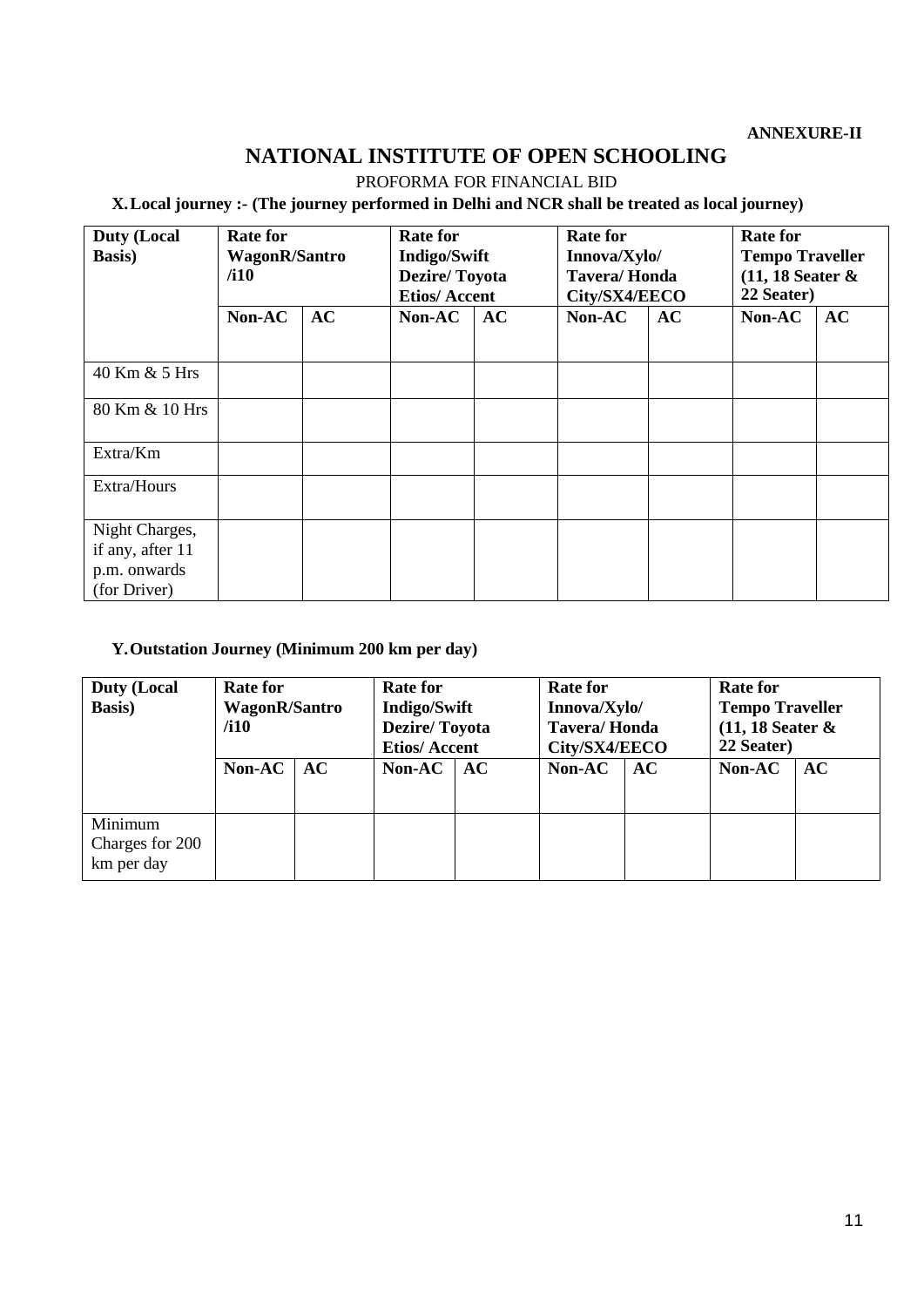**ANNEXURE-II**

# NATIONAL INSTITUTE OF OPEN SCHOOLING

PROFORMA FOR FINANCIAL BID

**X. Local journey :- (The journey performed in Delhi and NCR shall be treated as local journey)**

| Duty (Local Basis) | Rate for WagonR/Santro /i10 | | Rate for Indigo/Swift Dezire/ Toyota Etios/ Accent | | Rate for Innova/Xylo/ Tavera/ Honda City/SX4/EECO | | Rate for Tempo Traveller (11, 18 Seater & 22 Seater) | |
|---|---|---|---|---|---|---|---|---|
| | Non-AC | AC | Non-AC | AC | Non-AC | AC | Non-AC | AC |
| 40 Km & 5 Hrs | | | | | | | | |
| 80 Km & 10 Hrs | | | | | | | | |
| Extra/Km | | | | | | | | |
| Extra/Hours | | | | | | | | |
| Night Charges, if any, after 11 p.m. onwards (for Driver) | | | | | | | | |

**Y. Outstation Journey (Minimum 200 km per day)**

| Duty (Local Basis) | Rate for WagonR/Santro /i10 | | Rate for Indigo/Swift Dezire/ Toyota Etios/ Accent | | Rate for Innova/Xylo/ Tavera/ Honda City/SX4/EECO | | Rate for Tempo Traveller (11, 18 Seater & 22 Seater) | |
|---|---|---|---|---|---|---|---|---|
| | Non-AC | AC | Non-AC | AC | Non-AC | AC | Non-AC | AC |
| Minimum Charges for 200 km per day | | | | | | | | |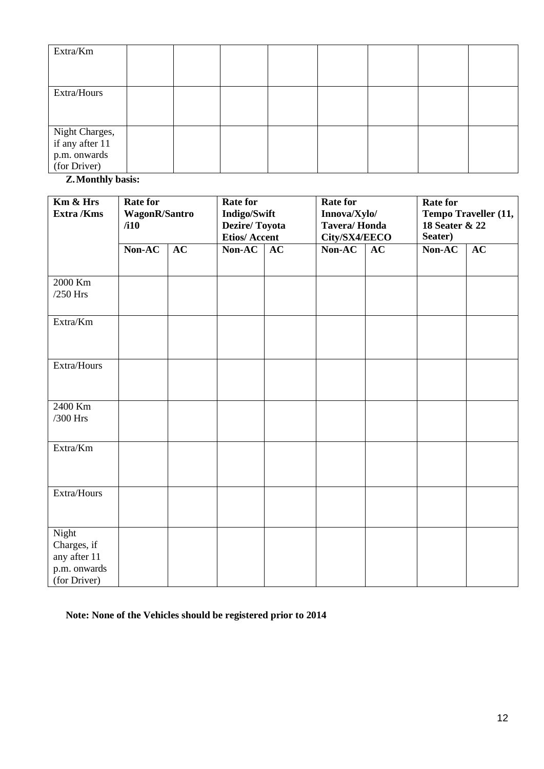| Extra/Km | | | | | | | | |
|---|---|---|---|---|---|---|---|---|
| Extra/Hours | | | | | | | | |
| Night Charges, if any after 11 p.m. onwards (for Driver) | | | | | | | | |

**Z. Monthly basis:**

| Km & Hrs Extra /Kms | Rate for WagonR/Santro /i10 | | Rate for Indigo/Swift Dezire/ Toyota Etios/ Accent | | Rate for Innova/Xylo/ Tavera/ Honda City/SX4/EECO | | Rate for Tempo Traveller (11, 18 Seater & 22 Seater) | |
|---|---|---|---|---|---|---|---|---|
| | **Non-AC** | **AC** | **Non-AC** | **AC** | **Non-AC** | **AC** | **Non-AC** | **AC** |
| 2000 Km /250 Hrs | | | | | | | | |
| Extra/Km | | | | | | | | |
| Extra/Hours | | | | | | | | |
| 2400 Km /300 Hrs | | | | | | | | |
| Extra/Km | | | | | | | | |
| Extra/Hours | | | | | | | | |
| Night Charges, if any after 11 p.m. onwards (for Driver) | | | | | | | | |

**Note: None of the Vehicles should be registered prior to 2014**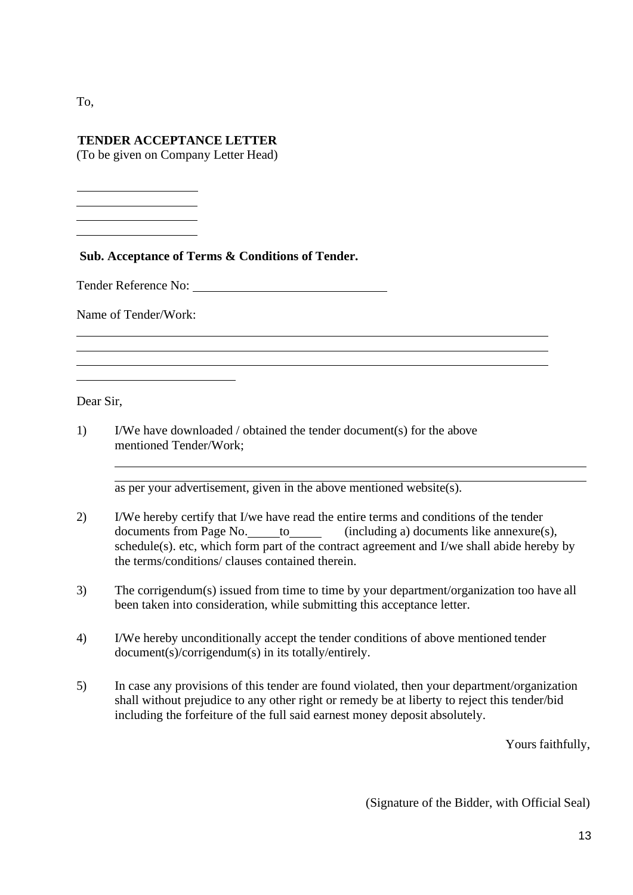To,

**TENDER ACCEPTANCE LETTER**
(To be given on Company Letter Head)

\_\_\_\_\_\_\_\_\_\_\_\_\_\_\_\_\_\_\_\_
\_\_\_\_\_\_\_\_\_\_\_\_\_\_\_\_\_\_\_\_
\_\_\_\_\_\_\_\_\_\_\_\_\_\_\_\_\_\_\_\_
\_\_\_\_\_\_\_\_\_\_\_\_\_\_\_\_\_\_\_\_

**Sub. Acceptance of Terms & Conditions of Tender.**

Tender Reference No: \_\_\_\_\_\_\_\_\_\_\_\_\_\_\_\_\_\_\_\_\_\_\_\_\_\_\_\_\_\_

Name of Tender/Work:

\_\_\_\_\_\_\_\_\_\_\_\_\_\_\_\_\_\_\_\_\_\_\_\_\_\_\_\_\_\_\_\_\_\_\_\_\_\_\_\_\_\_\_\_\_\_\_\_\_\_\_\_\_\_\_\_\_\_\_\_\_\_\_\_\_\_\_\_\_\_\_\_
\_\_\_\_\_\_\_\_\_\_\_\_\_\_\_\_\_\_\_\_\_\_\_\_\_\_\_\_\_\_\_\_\_\_\_\_\_\_\_\_\_\_\_\_\_\_\_\_\_\_\_\_\_\_\_\_\_\_\_\_\_\_\_\_\_\_\_\_\_\_\_\_
\_\_\_\_\_\_\_\_\_\_\_\_\_\_\_\_\_\_\_\_\_\_\_\_\_\_\_\_\_\_\_\_\_\_\_\_\_\_\_\_\_\_\_\_\_\_\_\_\_\_\_\_\_\_\_\_\_\_\_\_\_\_\_\_\_\_\_\_\_\_\_\_
\_\_\_\_\_\_\_\_\_\_\_\_\_\_\_\_\_\_\_\_\_\_\_\_\_

Dear Sir,

1) I/We have downloaded / obtained the tender document(s) for the above mentioned Tender/Work;

   \_\_\_\_\_\_\_\_\_\_\_\_\_\_\_\_\_\_\_\_\_\_\_\_\_\_\_\_\_\_\_\_\_\_\_\_\_\_\_\_\_\_\_\_\_\_\_\_\_\_\_\_\_\_\_\_\_\_\_\_\_\_\_\_\_\_\_\_\_\_\_\_
   \_\_\_\_\_\_\_\_\_\_\_\_\_\_\_\_\_\_\_\_\_\_\_\_\_\_\_\_\_\_\_\_\_\_\_\_\_\_\_\_\_\_\_\_\_\_\_\_\_\_\_\_\_\_\_\_\_\_\_\_\_\_\_\_\_\_\_\_\_\_\_\_
   as per your advertisement, given in the above mentioned website(s).

2) I/We hereby certify that I/we have read the entire terms and conditions of the tender documents from Page No.\_\_\_\_\_to\_\_\_\_\_ (including a) documents like annexure(s), schedule(s). etc, which form part of the contract agreement and I/we shall abide hereby by the terms/conditions/ clauses contained therein.

3) The corrigendum(s) issued from time to time by your department/organization too have all been taken into consideration, while submitting this acceptance letter.

4) I/We hereby unconditionally accept the tender conditions of above mentioned tender document(s)/corrigendum(s) in its totally/entirely.

5) In case any provisions of this tender are found violated, then your department/organization shall without prejudice to any other right or remedy be at liberty to reject this tender/bid including the forfeiture of the full said earnest money deposit absolutely.

Yours faithfully,

(Signature of the Bidder, with Official Seal)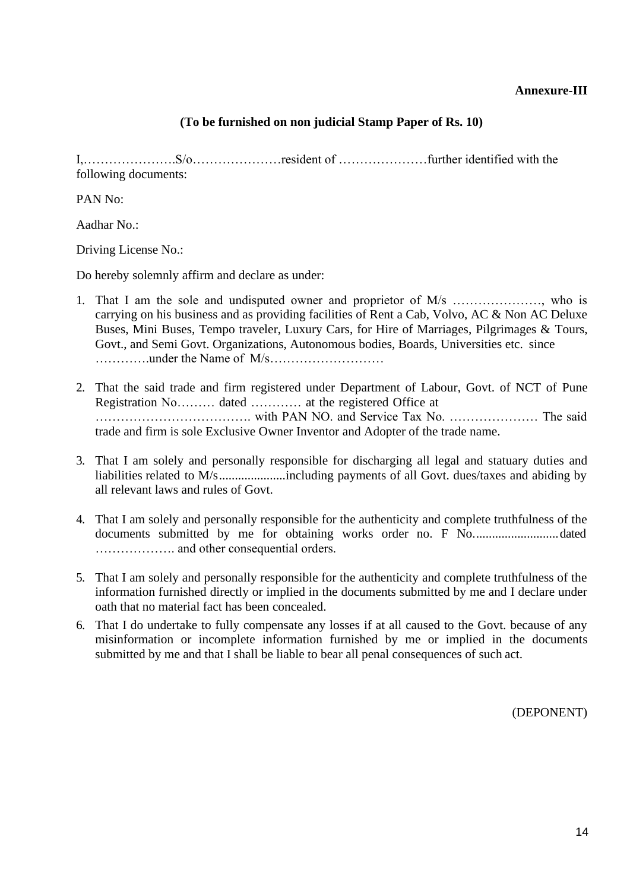**Annexure-III**

**(To be furnished on non judicial Stamp Paper of Rs. 10)**

I,………………….S/o…………………resident of …………………further identified with the following documents:

PAN No:

Aadhar No.:

Driving License No.:

Do hereby solemnly affirm and declare as under:

1. That I am the sole and undisputed owner and proprietor of M/s …………………, who is carrying on his business and as providing facilities of Rent a Cab, Volvo, AC & Non AC Deluxe Buses, Mini Buses, Tempo traveler, Luxury Cars, for Hire of Marriages, Pilgrimages & Tours, Govt., and Semi Govt. Organizations, Autonomous bodies, Boards, Universities etc. since ………….under the Name of M/s………………………

2. That the said trade and firm registered under Department of Labour, Govt. of NCT of Pune Registration No……… dated ………… at the registered Office at ………………………………. with PAN NO. and Service Tax No. ………………… The said trade and firm is sole Exclusive Owner Inventor and Adopter of the trade name.

3. That I am solely and personally responsible for discharging all legal and statuary duties and liabilities related to M/s.....................including payments of all Govt. dues/taxes and abiding by all relevant laws and rules of Govt.

4. That I am solely and personally responsible for the authenticity and complete truthfulness of the documents submitted by me for obtaining works order no. F No..........................dated ………………. and other consequential orders.

5. That I am solely and personally responsible for the authenticity and complete truthfulness of the information furnished directly or implied in the documents submitted by me and I declare under oath that no material fact has been concealed.

6. That I do undertake to fully compensate any losses if at all caused to the Govt. because of any misinformation or incomplete information furnished by me or implied in the documents submitted by me and that I shall be liable to bear all penal consequences of such act.

(DEPONENT)